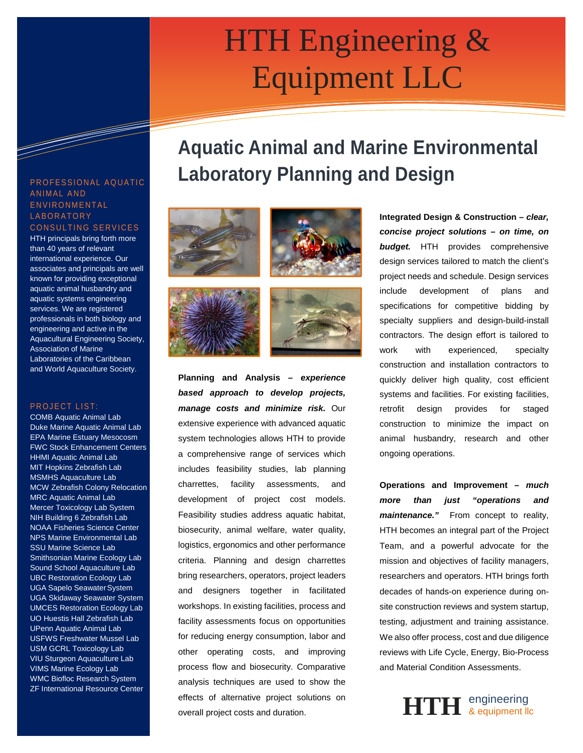# HTH Engineering & Equipment LLC

## Aquatic Animal and Marine Environmental Laboratory Planning and Design

### PROFESSIONAL AQUATIC ANIMAL AND ENVIRONMENTAL LABORATORY CONSULTING SERVICES

HTH principals bring forth more than 40 years of relevant international experience. Our associates and principals are well known for providing exceptional aquatic animal husbandry and aquatic systems engineering services. We are registered professionals in both biology and engineering and active in the Aquacultural Engineering Society, Association of Marine Laboratories of the Caribbean and World Aquaculture Society.

### PROJECT LIST:

- COMB Aquatic Animal Lab
- Duke Marine Aquatic Animal Lab
- EPA Marine Estuary Mesocosm
- FWC Stock Enhancement Centers
- HHMI Aquatic Animal Lab
- MIT Hopkins Zebrafish Lab
- MSMHS Aquaculture Lab
- MCW Zebrafish Colony Relocation
- MRC Aquatic Animal Lab
- Mercer Toxicology Lab System
- NIH Building 6 Zebrafish Lab
- NOAA Fisheries Science Center
- NPS Marine Environmental Lab
- SSU Marine Science Lab
- Smithsonian Marine Ecology Lab
- Sound School Aquaculture Lab
- UBC Restoration Ecology Lab
- UGA Sapelo Seawater System
- UGA Skidaway Seawater System
- UMCES Restoration Ecology Lab
- UO Huestis Hall Zebrafish Lab
- UPenn Aquatic Animal Lab
- USFWS Freshwater Mussel Lab
- USM GCRL Toxicology Lab
- VIU Sturgeon Aquaculture Lab
- VIMS Marine Ecology Lab
- WMC Biofloc Research System
- ZF International Resource Center

**Planning and Analysis – *experience based approach to develop projects, manage costs and minimize risk.*** Our extensive experience with advanced aquatic system technologies allows HTH to provide a comprehensive range of services which includes feasibility studies, lab planning charrettes, facility assessments, and development of project cost models. Feasibility studies address aquatic habitat, biosecurity, animal welfare, water quality, logistics, ergonomics and other performance criteria. Planning and design charrettes bring researchers, operators, project leaders and designers together in facilitated workshops. In existing facilities, process and facility assessments focus on opportunities for reducing energy consumption, labor and other operating costs, and improving process flow and biosecurity. Comparative analysis techniques are used to show the effects of alternative project solutions on overall project costs and duration.

**Integrated Design & Construction – *clear, concise project solutions – on time, on budget.*** HTH provides comprehensive design services tailored to match the client's project needs and schedule. Design services include development of plans and specifications for competitive bidding by specialty suppliers and design-build-install contractors. The design effort is tailored to work with experienced, specialty construction and installation contractors to quickly deliver high quality, cost efficient systems and facilities. For existing facilities, retrofit design provides for staged construction to minimize the impact on animal husbandry, research and other ongoing operations.

**Operations and Improvement – *much more than just "operations and maintenance."*** From concept to reality, HTH becomes an integral part of the Project Team, and a powerful advocate for the mission and objectives of facility managers, researchers and operators. HTH brings forth decades of hands-on experience during on-site construction reviews and system startup, testing, adjustment and training assistance. We also offer process, cost and due diligence reviews with Life Cycle, Energy, Bio-Process and Material Condition Assessments.

HTH engineering & equipment llc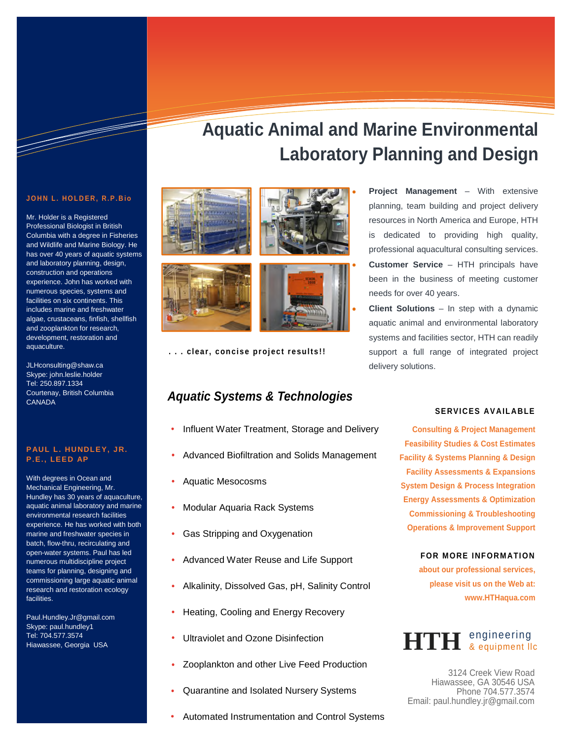# Aquatic Animal and Marine Environmental Laboratory Planning and Design

- **Project Management** – With extensive planning, team building and project delivery resources in North America and Europe, HTH is dedicated to providing high quality, professional aquacultural consulting services.
- **Customer Service** – HTH principals have been in the business of meeting customer needs for over 40 years.
- **Client Solutions** – In step with a dynamic aquatic animal and environmental laboratory systems and facilities sector, HTH can readily support a full range of integrated project delivery solutions.

**. . . clear, concise project results!!**

## *Aquatic Systems & Technologies*

- Influent Water Treatment, Storage and Delivery
- Advanced Biofiltration and Solids Management
- Aquatic Mesocosms
- Modular Aquaria Rack Systems
- Gas Stripping and Oxygenation
- Advanced Water Reuse and Life Support
- Alkalinity, Dissolved Gas, pH, Salinity Control
- Heating, Cooling and Energy Recovery
- Ultraviolet and Ozone Disinfection
- Zooplankton and other Live Feed Production
- Quarantine and Isolated Nursery Systems
- Automated Instrumentation and Control Systems

### SERVICES AVAILABLE

Consulting & Project Management
Feasibility Studies & Cost Estimates
Facility & Systems Planning & Design
Facility Assessments & Expansions
System Design & Process Integration
Energy Assessments & Optimization
Commissioning & Troubleshooting
Operations & Improvement Support

### FOR MORE INFORMATION

about our professional services,
please visit us on the Web at:
www.HTHaqua.com

**HTH** engineering & equipment llc

3124 Creek View Road
Hiawassee, GA 30546 USA
Phone 704.577.3574
Email: paul.hundley.jr@gmail.com

### JOHN L. HOLDER, R.P.Bio

Mr. Holder is a Registered Professional Biologist in British Columbia with a degree in Fisheries and Wildlife and Marine Biology. He has over 40 years of aquatic systems and laboratory planning, design, construction and operations experience. John has worked with numerous species, systems and facilities on six continents. This includes marine and freshwater algae, crustaceans, finfish, shellfish and zooplankton for research, development, restoration and aquaculture.

JLHconsulting@shaw.ca
Skype: john.leslie.holder
Tel: 250.897.1334
Courtenay, British Columbia
CANADA

### PAUL L. HUNDLEY, JR. P.E., LEED AP

With degrees in Ocean and Mechanical Engineering, Mr. Hundley has 30 years of aquaculture, aquatic animal laboratory and marine environmental research facilities experience. He has worked with both marine and freshwater species in batch, flow-thru, recirculating and open-water systems. Paul has led numerous multidiscipline project teams for planning, designing and commissioning large aquatic animal research and restoration ecology facilities.

Paul.Hundley.Jr@gmail.com
Skype: paul.hundley1
Tel: 704.577.3574
Hiawassee, Georgia USA